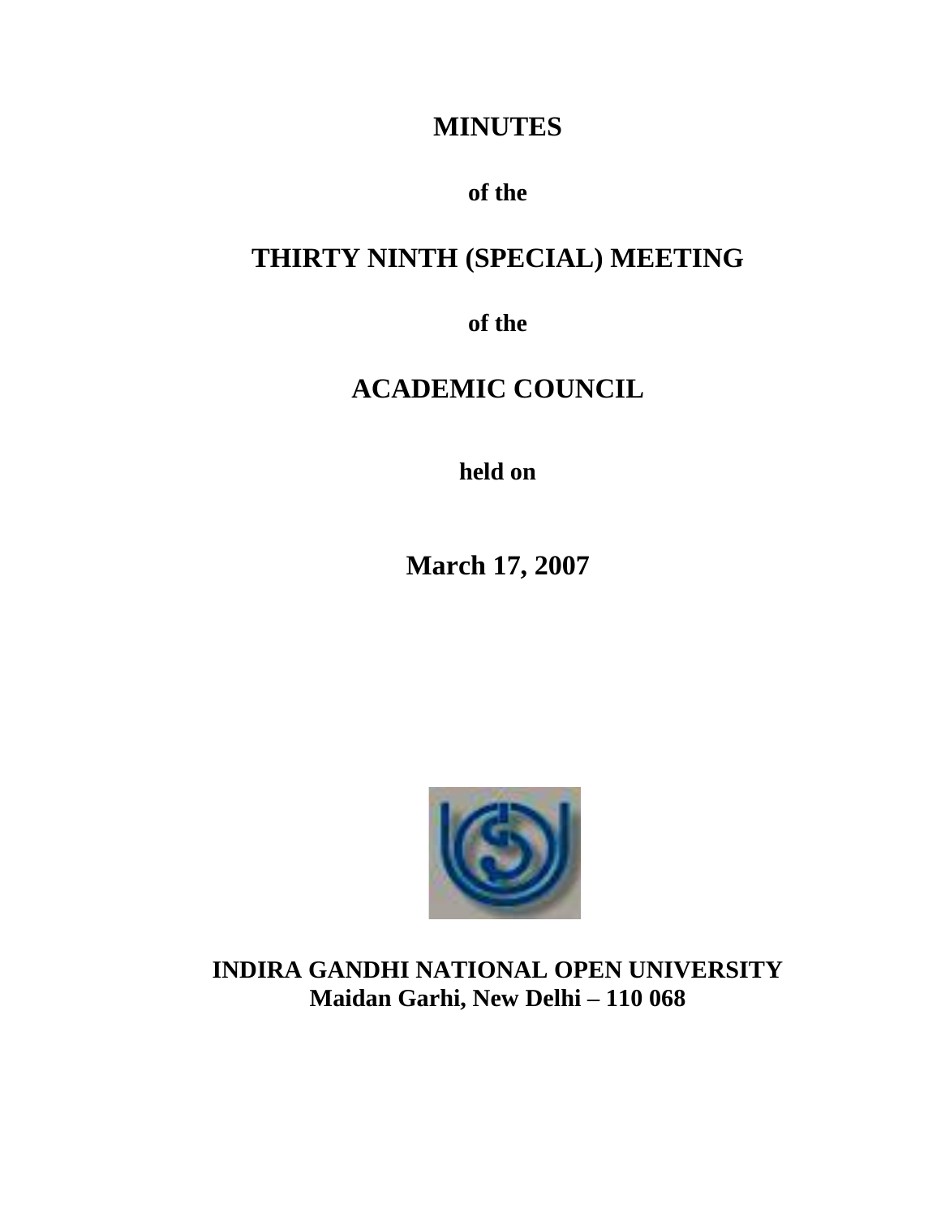# MINUTES

**of the**

# THIRTY NINTH (SPECIAL) MEETING

**of the**

# ACADEMIC COUNCIL

**held on**

## March 17, 2007

**INDIRA GANDHI NATIONAL OPEN UNIVERSITY**
**Maidan Garhi, New Delhi – 110 068**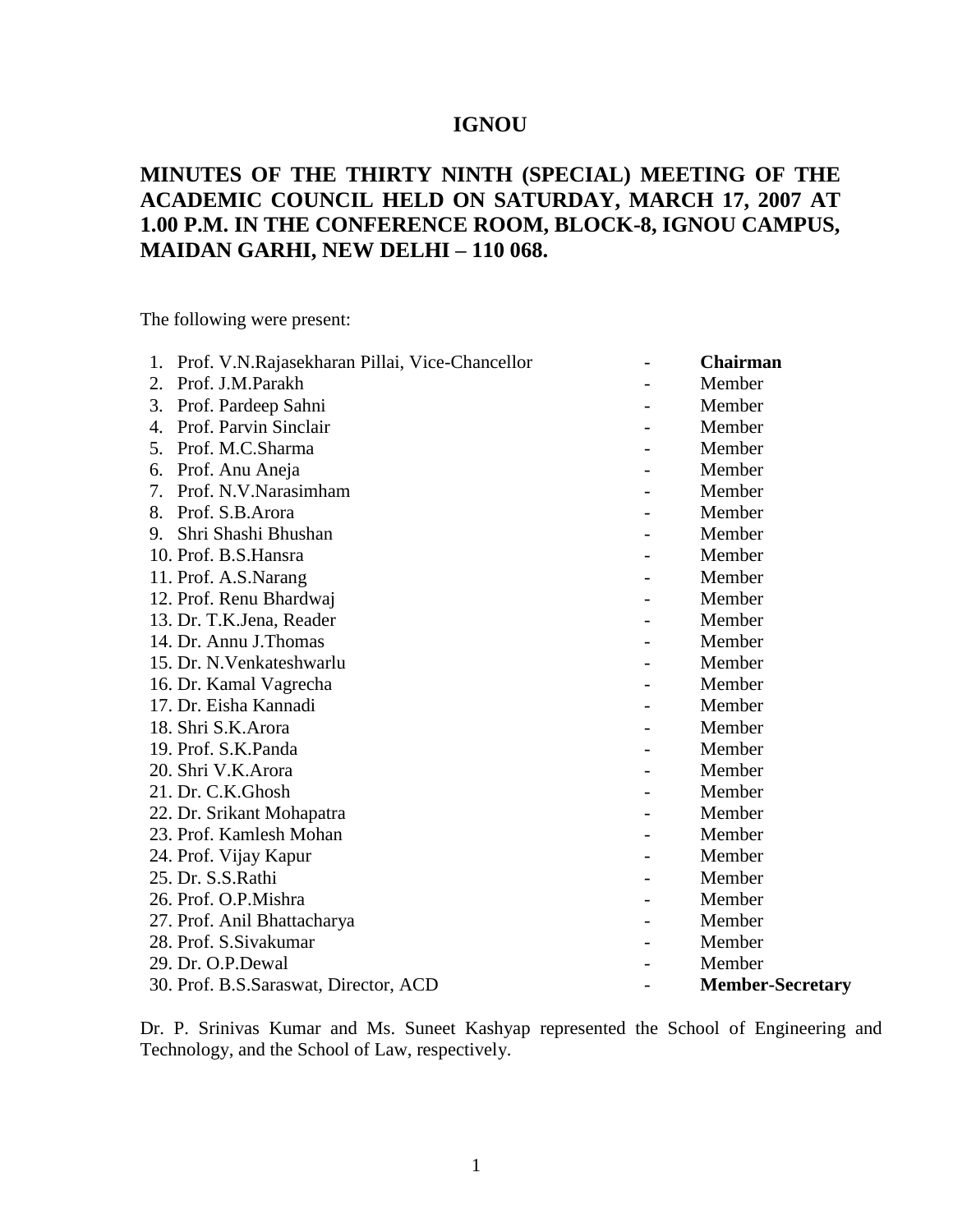**IGNOU**

# MINUTES OF THE THIRTY NINTH (SPECIAL) MEETING OF THE ACADEMIC COUNCIL HELD ON SATURDAY, MARCH 17, 2007 AT 1.00 P.M. IN THE CONFERENCE ROOM, BLOCK-8, IGNOU CAMPUS, MAIDAN GARHI, NEW DELHI – 110 068.

The following were present:

| | | | |
|---|---|---|---|
| 1. | Prof. V.N.Rajasekharan Pillai, Vice-Chancellor | - | **Chairman** |
| 2. | Prof. J.M.Parakh | - | Member |
| 3. | Prof. Pardeep Sahni | - | Member |
| 4. | Prof. Parvin Sinclair | - | Member |
| 5. | Prof. M.C.Sharma | - | Member |
| 6. | Prof. Anu Aneja | - | Member |
| 7. | Prof. N.V.Narasimham | - | Member |
| 8. | Prof. S.B.Arora | - | Member |
| 9. | Shri Shashi Bhushan | - | Member |
| 10. | Prof. B.S.Hansra | - | Member |
| 11. | Prof. A.S.Narang | - | Member |
| 12. | Prof. Renu Bhardwaj | - | Member |
| 13. | Dr. T.K.Jena, Reader | - | Member |
| 14. | Dr. Annu J.Thomas | - | Member |
| 15. | Dr. N.Venkateshwarlu | - | Member |
| 16. | Dr. Kamal Vagrecha | - | Member |
| 17. | Dr. Eisha Kannadi | - | Member |
| 18. | Shri S.K.Arora | - | Member |
| 19. | Prof. S.K.Panda | - | Member |
| 20. | Shri V.K.Arora | - | Member |
| 21. | Dr. C.K.Ghosh | - | Member |
| 22. | Dr. Srikant Mohapatra | - | Member |
| 23. | Prof. Kamlesh Mohan | - | Member |
| 24. | Prof. Vijay Kapur | - | Member |
| 25. | Dr. S.S.Rathi | - | Member |
| 26. | Prof. O.P.Mishra | - | Member |
| 27. | Prof. Anil Bhattacharya | - | Member |
| 28. | Prof. S.Sivakumar | - | Member |
| 29. | Dr. O.P.Dewal | - | Member |
| 30. | Prof. B.S.Saraswat, Director, ACD | - | **Member-Secretary** |

Dr. P. Srinivas Kumar and Ms. Suneet Kashyap represented the School of Engineering and Technology, and the School of Law, respectively.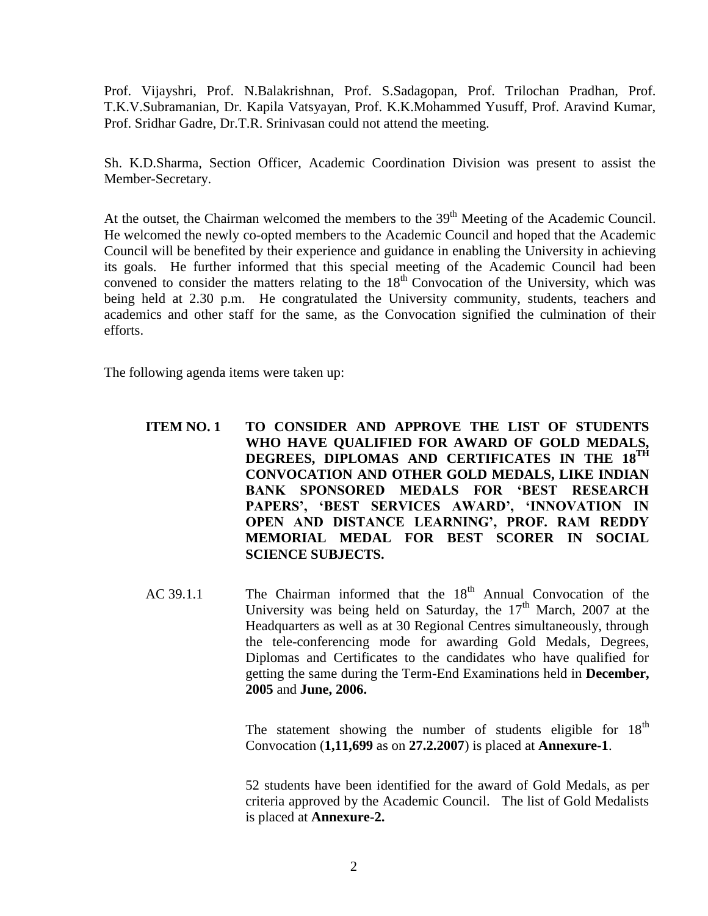Prof. Vijayshri, Prof. N.Balakrishnan, Prof. S.Sadagopan, Prof. Trilochan Pradhan, Prof. T.K.V.Subramanian, Dr. Kapila Vatsyayan, Prof. K.K.Mohammed Yusuff, Prof. Aravind Kumar, Prof. Sridhar Gadre, Dr.T.R. Srinivasan could not attend the meeting.

Sh. K.D.Sharma, Section Officer, Academic Coordination Division was present to assist the Member-Secretary.

At the outset, the Chairman welcomed the members to the 39th Meeting of the Academic Council. He welcomed the newly co-opted members to the Academic Council and hoped that the Academic Council will be benefited by their experience and guidance in enabling the University in achieving its goals. He further informed that this special meeting of the Academic Council had been convened to consider the matters relating to the 18th Convocation of the University, which was being held at 2.30 p.m. He congratulated the University community, students, teachers and academics and other staff for the same, as the Convocation signified the culmination of their efforts.

The following agenda items were taken up:

**ITEM NO. 1 TO CONSIDER AND APPROVE THE LIST OF STUDENTS WHO HAVE QUALIFIED FOR AWARD OF GOLD MEDALS, DEGREES, DIPLOMAS AND CERTIFICATES IN THE 18TH CONVOCATION AND OTHER GOLD MEDALS, LIKE INDIAN BANK SPONSORED MEDALS FOR 'BEST RESEARCH PAPERS', 'BEST SERVICES AWARD', 'INNOVATION IN OPEN AND DISTANCE LEARNING', PROF. RAM REDDY MEMORIAL MEDAL FOR BEST SCORER IN SOCIAL SCIENCE SUBJECTS.**

AC 39.1.1 The Chairman informed that the 18th Annual Convocation of the University was being held on Saturday, the 17th March, 2007 at the Headquarters as well as at 30 Regional Centres simultaneously, through the tele-conferencing mode for awarding Gold Medals, Degrees, Diplomas and Certificates to the candidates who have qualified for getting the same during the Term-End Examinations held in **December, 2005** and **June, 2006.**

The statement showing the number of students eligible for 18th Convocation (**1,11,699** as on **27.2.2007**) is placed at **Annexure-1**.

52 students have been identified for the award of Gold Medals, as per criteria approved by the Academic Council. The list of Gold Medalists is placed at **Annexure-2.**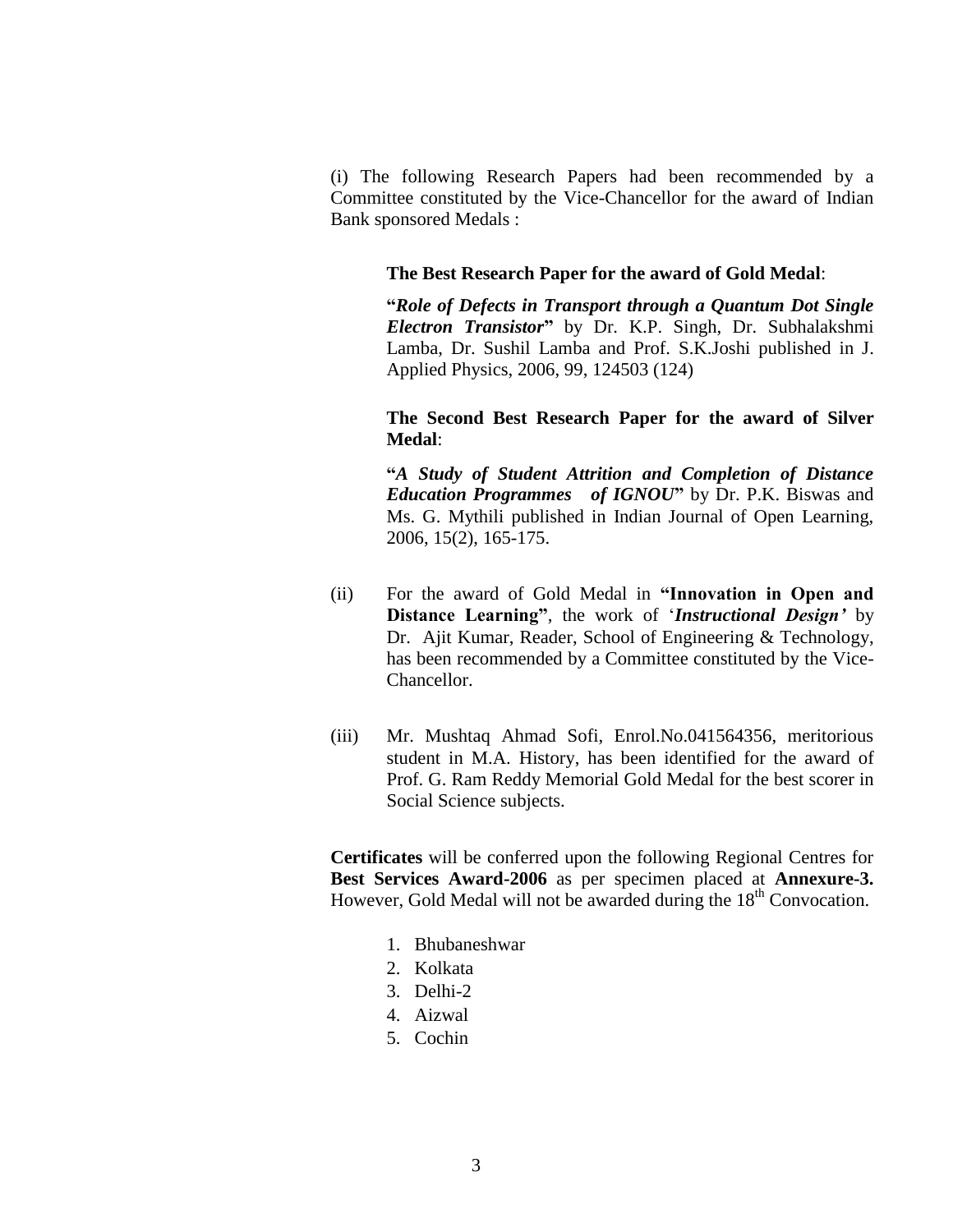(i) The following Research Papers had been recommended by a Committee constituted by the Vice-Chancellor for the award of Indian Bank sponsored Medals :

**The Best Research Paper for the award of Gold Medal**:

**"*Role of Defects in Transport through a Quantum Dot Single Electron Transistor*"** by Dr. K.P. Singh, Dr. Subhalakshmi Lamba, Dr. Sushil Lamba and Prof. S.K.Joshi published in J. Applied Physics, 2006, 99, 124503 (124)

**The Second Best Research Paper for the award of Silver Medal**:

**"*A Study of Student Attrition and Completion of Distance Education Programmes of IGNOU*"** by Dr. P.K. Biswas and Ms. G. Mythili published in Indian Journal of Open Learning, 2006, 15(2), 165-175.

(ii) For the award of Gold Medal in **"Innovation in Open and Distance Learning"**, the work of '***Instructional Design'*** by Dr. Ajit Kumar, Reader, School of Engineering & Technology, has been recommended by a Committee constituted by the Vice-Chancellor.

(iii) Mr. Mushtaq Ahmad Sofi, Enrol.No.041564356, meritorious student in M.A. History, has been identified for the award of Prof. G. Ram Reddy Memorial Gold Medal for the best scorer in Social Science subjects.

**Certificates** will be conferred upon the following Regional Centres for **Best Services Award-2006** as per specimen placed at **Annexure-3.** However, Gold Medal will not be awarded during the 18th Convocation.

1. Bhubaneshwar
2. Kolkata
3. Delhi-2
4. Aizwal
5. Cochin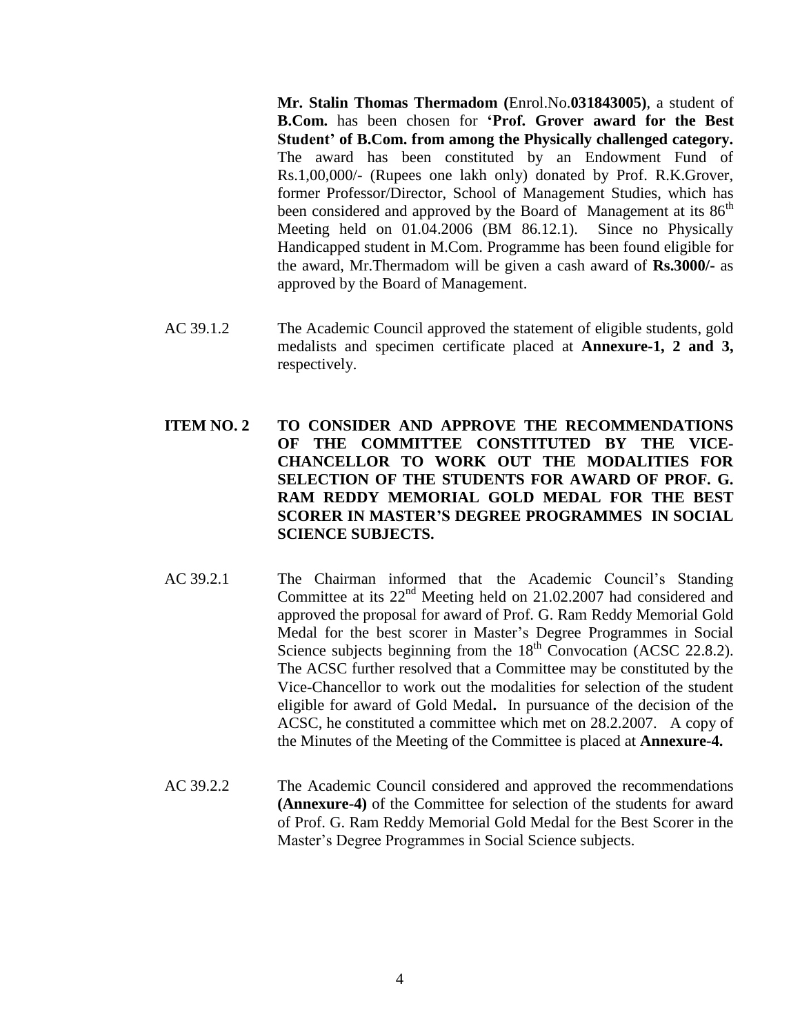**Mr. Stalin Thomas Thermadom (**Enrol.No.**031843005)**, a student of **B.Com.** has been chosen for **'Prof. Grover award for the Best Student' of B.Com. from among the Physically challenged category.** The award has been constituted by an Endowment Fund of Rs.1,00,000/- (Rupees one lakh only) donated by Prof. R.K.Grover, former Professor/Director, School of Management Studies, which has been considered and approved by the Board of Management at its 86th Meeting held on 01.04.2006 (BM 86.12.1). Since no Physically Handicapped student in M.Com. Programme has been found eligible for the award, Mr.Thermadom will be given a cash award of **Rs.3000/-** as approved by the Board of Management.

AC 39.1.2 The Academic Council approved the statement of eligible students, gold medalists and specimen certificate placed at **Annexure-1, 2 and 3,** respectively.

**ITEM NO. 2 TO CONSIDER AND APPROVE THE RECOMMENDATIONS OF THE COMMITTEE CONSTITUTED BY THE VICE-CHANCELLOR TO WORK OUT THE MODALITIES FOR SELECTION OF THE STUDENTS FOR AWARD OF PROF. G. RAM REDDY MEMORIAL GOLD MEDAL FOR THE BEST SCORER IN MASTER'S DEGREE PROGRAMMES IN SOCIAL SCIENCE SUBJECTS.**

AC 39.2.1 The Chairman informed that the Academic Council's Standing Committee at its 22nd Meeting held on 21.02.2007 had considered and approved the proposal for award of Prof. G. Ram Reddy Memorial Gold Medal for the best scorer in Master's Degree Programmes in Social Science subjects beginning from the 18th Convocation (ACSC 22.8.2). The ACSC further resolved that a Committee may be constituted by the Vice-Chancellor to work out the modalities for selection of the student eligible for award of Gold Medal**.** In pursuance of the decision of the ACSC, he constituted a committee which met on 28.2.2007. A copy of the Minutes of the Meeting of the Committee is placed at **Annexure-4.**

AC 39.2.2 The Academic Council considered and approved the recommendations **(Annexure-4)** of the Committee for selection of the students for award of Prof. G. Ram Reddy Memorial Gold Medal for the Best Scorer in the Master's Degree Programmes in Social Science subjects.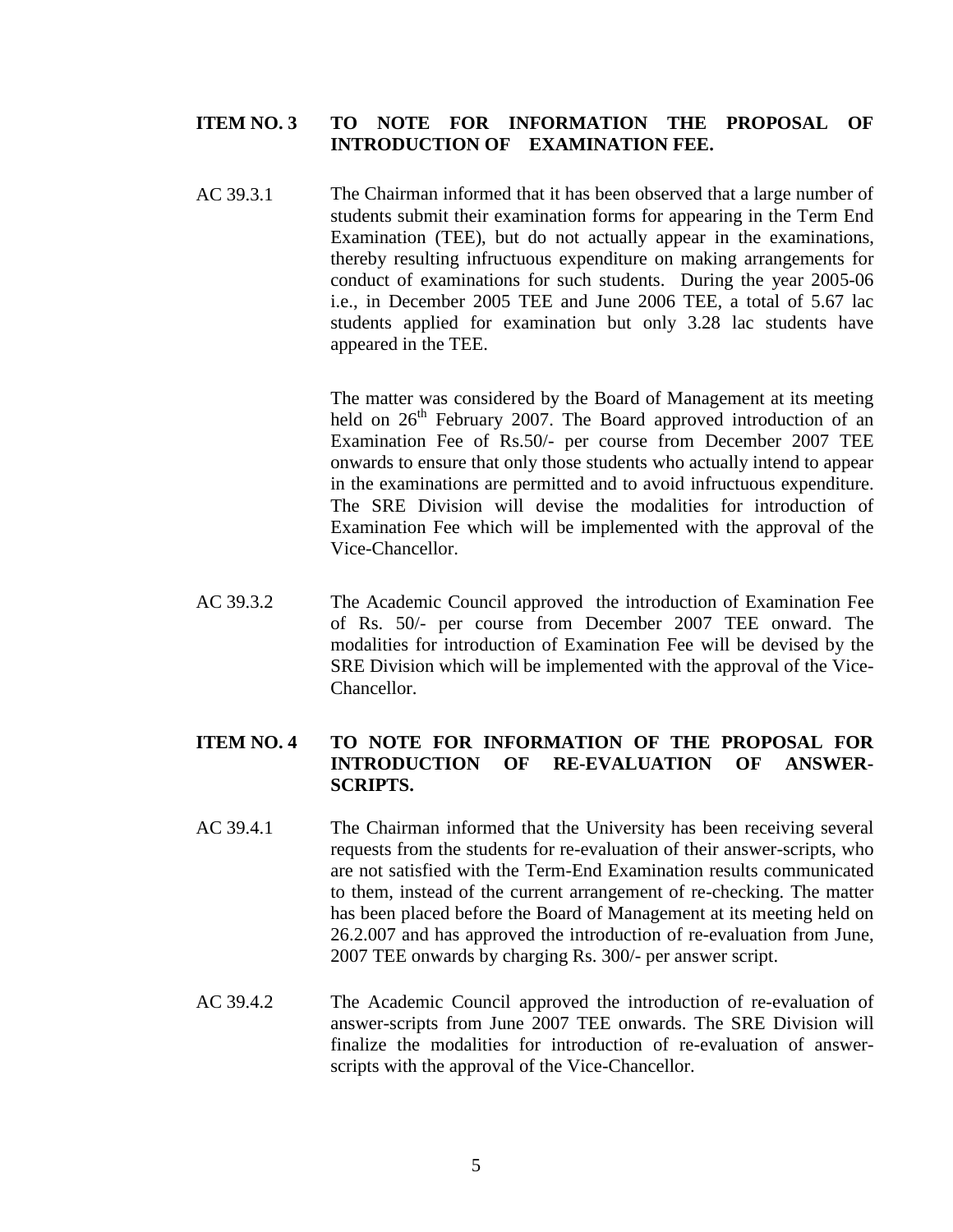**ITEM NO. 3 TO NOTE FOR INFORMATION THE PROPOSAL OF INTRODUCTION OF EXAMINATION FEE.**

AC 39.3.1 The Chairman informed that it has been observed that a large number of students submit their examination forms for appearing in the Term End Examination (TEE), but do not actually appear in the examinations, thereby resulting infructuous expenditure on making arrangements for conduct of examinations for such students. During the year 2005-06 i.e., in December 2005 TEE and June 2006 TEE, a total of 5.67 lac students applied for examination but only 3.28 lac students have appeared in the TEE.

The matter was considered by the Board of Management at its meeting held on 26th February 2007. The Board approved introduction of an Examination Fee of Rs.50/- per course from December 2007 TEE onwards to ensure that only those students who actually intend to appear in the examinations are permitted and to avoid infructuous expenditure. The SRE Division will devise the modalities for introduction of Examination Fee which will be implemented with the approval of the Vice-Chancellor.

AC 39.3.2 The Academic Council approved the introduction of Examination Fee of Rs. 50/- per course from December 2007 TEE onward. The modalities for introduction of Examination Fee will be devised by the SRE Division which will be implemented with the approval of the Vice-Chancellor.

**ITEM NO. 4 TO NOTE FOR INFORMATION OF THE PROPOSAL FOR INTRODUCTION OF RE-EVALUATION OF ANSWER-SCRIPTS.**

AC 39.4.1 The Chairman informed that the University has been receiving several requests from the students for re-evaluation of their answer-scripts, who are not satisfied with the Term-End Examination results communicated to them, instead of the current arrangement of re-checking. The matter has been placed before the Board of Management at its meeting held on 26.2.007 and has approved the introduction of re-evaluation from June, 2007 TEE onwards by charging Rs. 300/- per answer script.

AC 39.4.2 The Academic Council approved the introduction of re-evaluation of answer-scripts from June 2007 TEE onwards. The SRE Division will finalize the modalities for introduction of re-evaluation of answer-scripts with the approval of the Vice-Chancellor.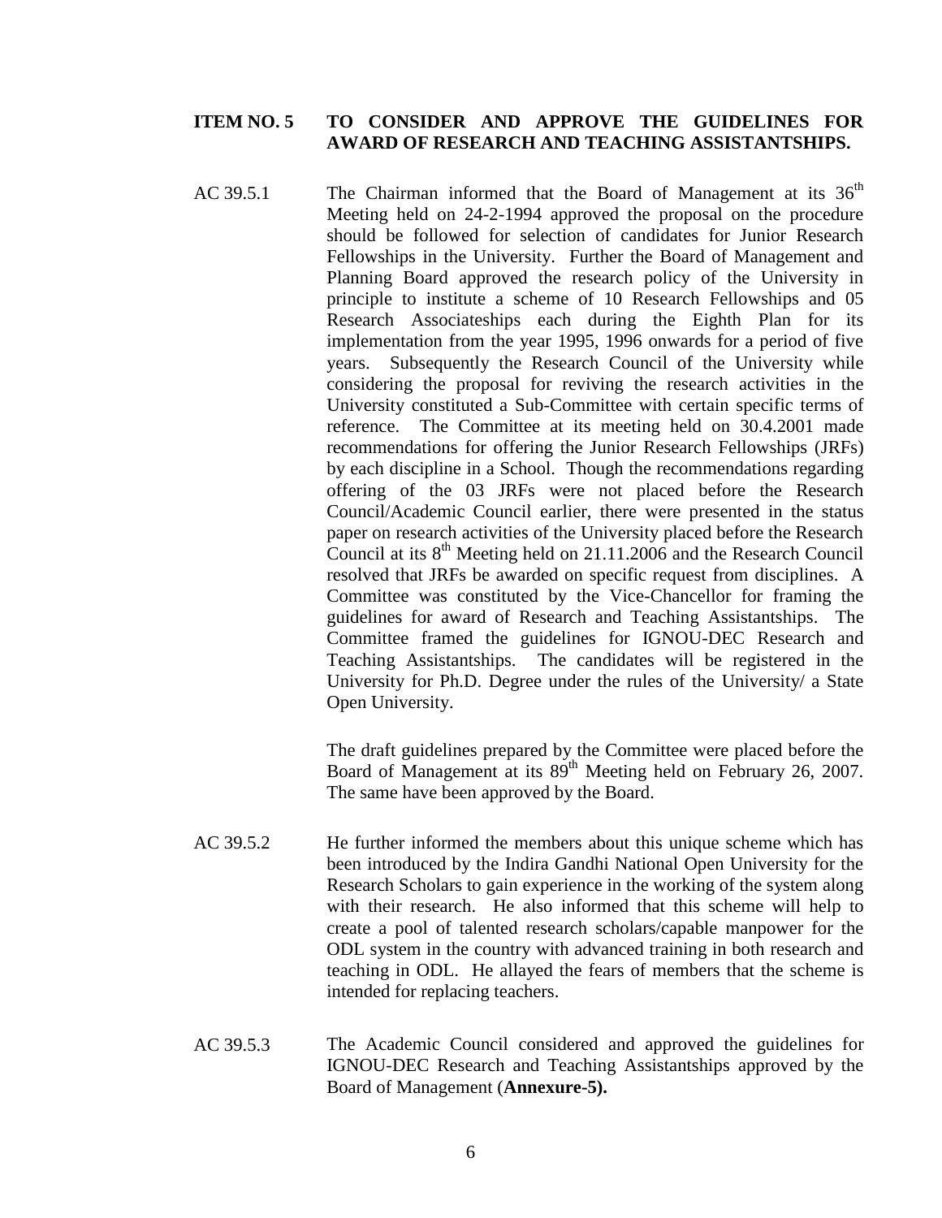**ITEM NO. 5 TO CONSIDER AND APPROVE THE GUIDELINES FOR AWARD OF RESEARCH AND TEACHING ASSISTANTSHIPS.**

AC 39.5.1 The Chairman informed that the Board of Management at its 36th Meeting held on 24-2-1994 approved the proposal on the procedure should be followed for selection of candidates for Junior Research Fellowships in the University. Further the Board of Management and Planning Board approved the research policy of the University in principle to institute a scheme of 10 Research Fellowships and 05 Research Associateships each during the Eighth Plan for its implementation from the year 1995, 1996 onwards for a period of five years. Subsequently the Research Council of the University while considering the proposal for reviving the research activities in the University constituted a Sub-Committee with certain specific terms of reference. The Committee at its meeting held on 30.4.2001 made recommendations for offering the Junior Research Fellowships (JRFs) by each discipline in a School. Though the recommendations regarding offering of the 03 JRFs were not placed before the Research Council/Academic Council earlier, there were presented in the status paper on research activities of the University placed before the Research Council at its 8th Meeting held on 21.11.2006 and the Research Council resolved that JRFs be awarded on specific request from disciplines. A Committee was constituted by the Vice-Chancellor for framing the guidelines for award of Research and Teaching Assistantships. The Committee framed the guidelines for IGNOU-DEC Research and Teaching Assistantships. The candidates will be registered in the University for Ph.D. Degree under the rules of the University/ a State Open University.

The draft guidelines prepared by the Committee were placed before the Board of Management at its 89th Meeting held on February 26, 2007. The same have been approved by the Board.

AC 39.5.2 He further informed the members about this unique scheme which has been introduced by the Indira Gandhi National Open University for the Research Scholars to gain experience in the working of the system along with their research. He also informed that this scheme will help to create a pool of talented research scholars/capable manpower for the ODL system in the country with advanced training in both research and teaching in ODL. He allayed the fears of members that the scheme is intended for replacing teachers.

AC 39.5.3 The Academic Council considered and approved the guidelines for IGNOU-DEC Research and Teaching Assistantships approved by the Board of Management (**Annexure-5).**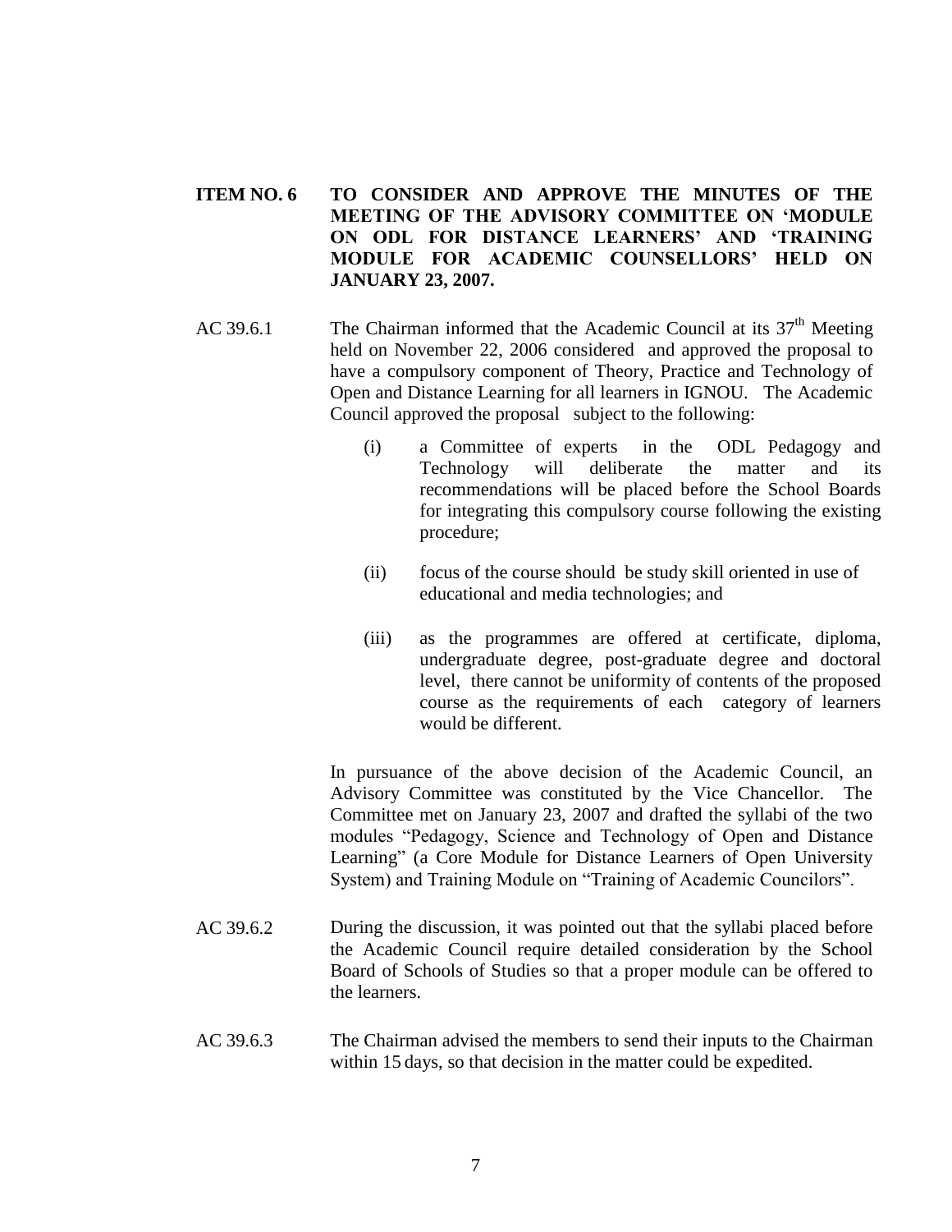**ITEM NO. 6 TO CONSIDER AND APPROVE THE MINUTES OF THE MEETING OF THE ADVISORY COMMITTEE ON 'MODULE ON ODL FOR DISTANCE LEARNERS' AND 'TRAINING MODULE FOR ACADEMIC COUNSELLORS' HELD ON JANUARY 23, 2007.**

AC 39.6.1 The Chairman informed that the Academic Council at its 37th Meeting held on November 22, 2006 considered and approved the proposal to have a compulsory component of Theory, Practice and Technology of Open and Distance Learning for all learners in IGNOU. The Academic Council approved the proposal subject to the following:

(i) a Committee of experts in the ODL Pedagogy and Technology will deliberate the matter and its recommendations will be placed before the School Boards for integrating this compulsory course following the existing procedure;

(ii) focus of the course should be study skill oriented in use of educational and media technologies; and

(iii) as the programmes are offered at certificate, diploma, undergraduate degree, post-graduate degree and doctoral level, there cannot be uniformity of contents of the proposed course as the requirements of each category of learners would be different.

In pursuance of the above decision of the Academic Council, an Advisory Committee was constituted by the Vice Chancellor. The Committee met on January 23, 2007 and drafted the syllabi of the two modules "Pedagogy, Science and Technology of Open and Distance Learning" (a Core Module for Distance Learners of Open University System) and Training Module on "Training of Academic Councilors".

AC 39.6.2 During the discussion, it was pointed out that the syllabi placed before the Academic Council require detailed consideration by the School Board of Schools of Studies so that a proper module can be offered to the learners.

AC 39.6.3 The Chairman advised the members to send their inputs to the Chairman within 15 days, so that decision in the matter could be expedited.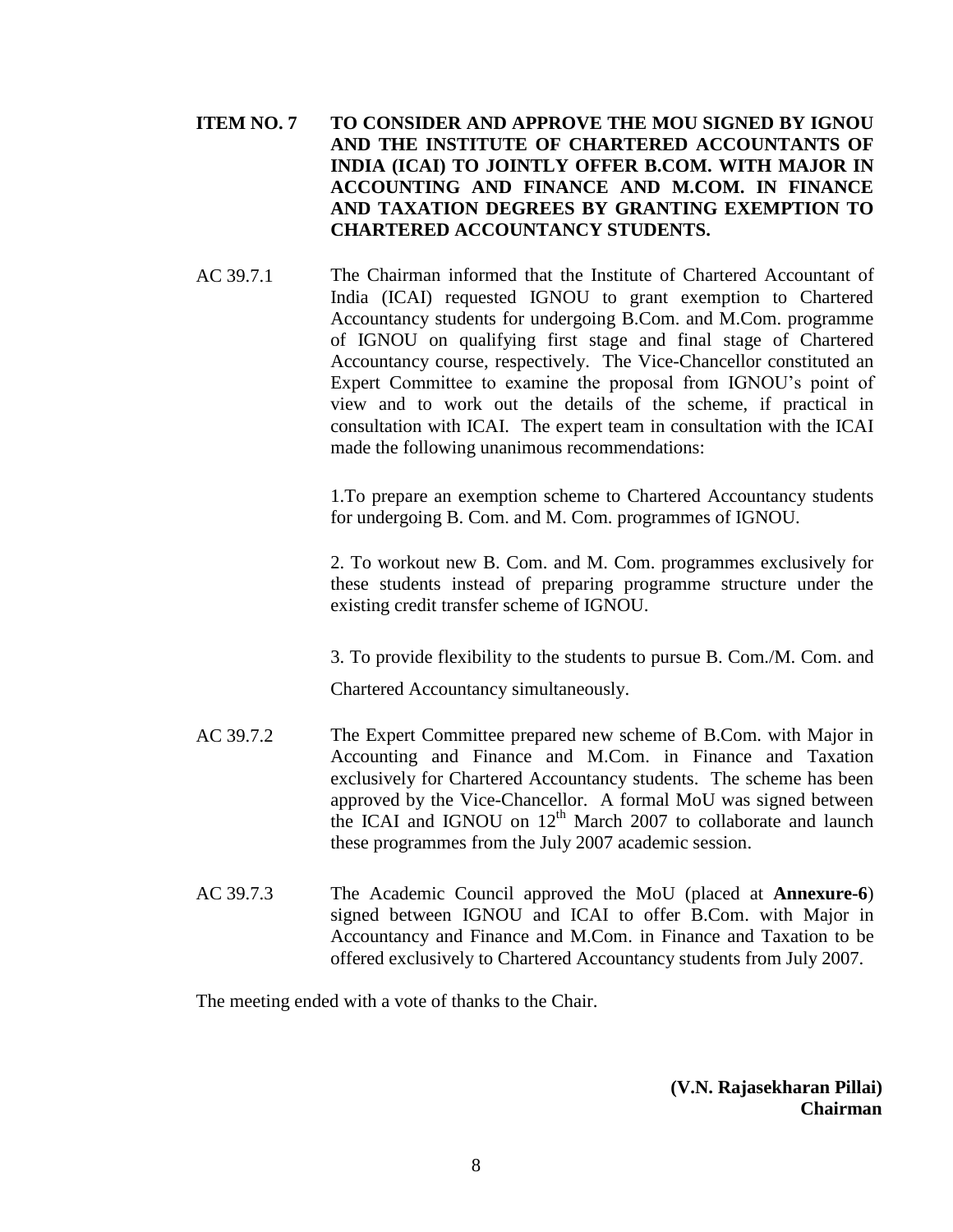**ITEM NO. 7 TO CONSIDER AND APPROVE THE MOU SIGNED BY IGNOU AND THE INSTITUTE OF CHARTERED ACCOUNTANTS OF INDIA (ICAI) TO JOINTLY OFFER B.COM. WITH MAJOR IN ACCOUNTING AND FINANCE AND M.COM. IN FINANCE AND TAXATION DEGREES BY GRANTING EXEMPTION TO CHARTERED ACCOUNTANCY STUDENTS.**

AC 39.7.1 The Chairman informed that the Institute of Chartered Accountant of India (ICAI) requested IGNOU to grant exemption to Chartered Accountancy students for undergoing B.Com. and M.Com. programme of IGNOU on qualifying first stage and final stage of Chartered Accountancy course, respectively. The Vice-Chancellor constituted an Expert Committee to examine the proposal from IGNOU's point of view and to work out the details of the scheme, if practical in consultation with ICAI. The expert team in consultation with the ICAI made the following unanimous recommendations:

1.To prepare an exemption scheme to Chartered Accountancy students for undergoing B. Com. and M. Com. programmes of IGNOU.

2. To workout new B. Com. and M. Com. programmes exclusively for these students instead of preparing programme structure under the existing credit transfer scheme of IGNOU.

3. To provide flexibility to the students to pursue B. Com./M. Com. and Chartered Accountancy simultaneously.

AC 39.7.2 The Expert Committee prepared new scheme of B.Com. with Major in Accounting and Finance and M.Com. in Finance and Taxation exclusively for Chartered Accountancy students. The scheme has been approved by the Vice-Chancellor. A formal MoU was signed between the ICAI and IGNOU on 12th March 2007 to collaborate and launch these programmes from the July 2007 academic session.

AC 39.7.3 The Academic Council approved the MoU (placed at **Annexure-6**) signed between IGNOU and ICAI to offer B.Com. with Major in Accountancy and Finance and M.Com. in Finance and Taxation to be offered exclusively to Chartered Accountancy students from July 2007.

The meeting ended with a vote of thanks to the Chair.

**(V.N. Rajasekharan Pillai)**
**Chairman**